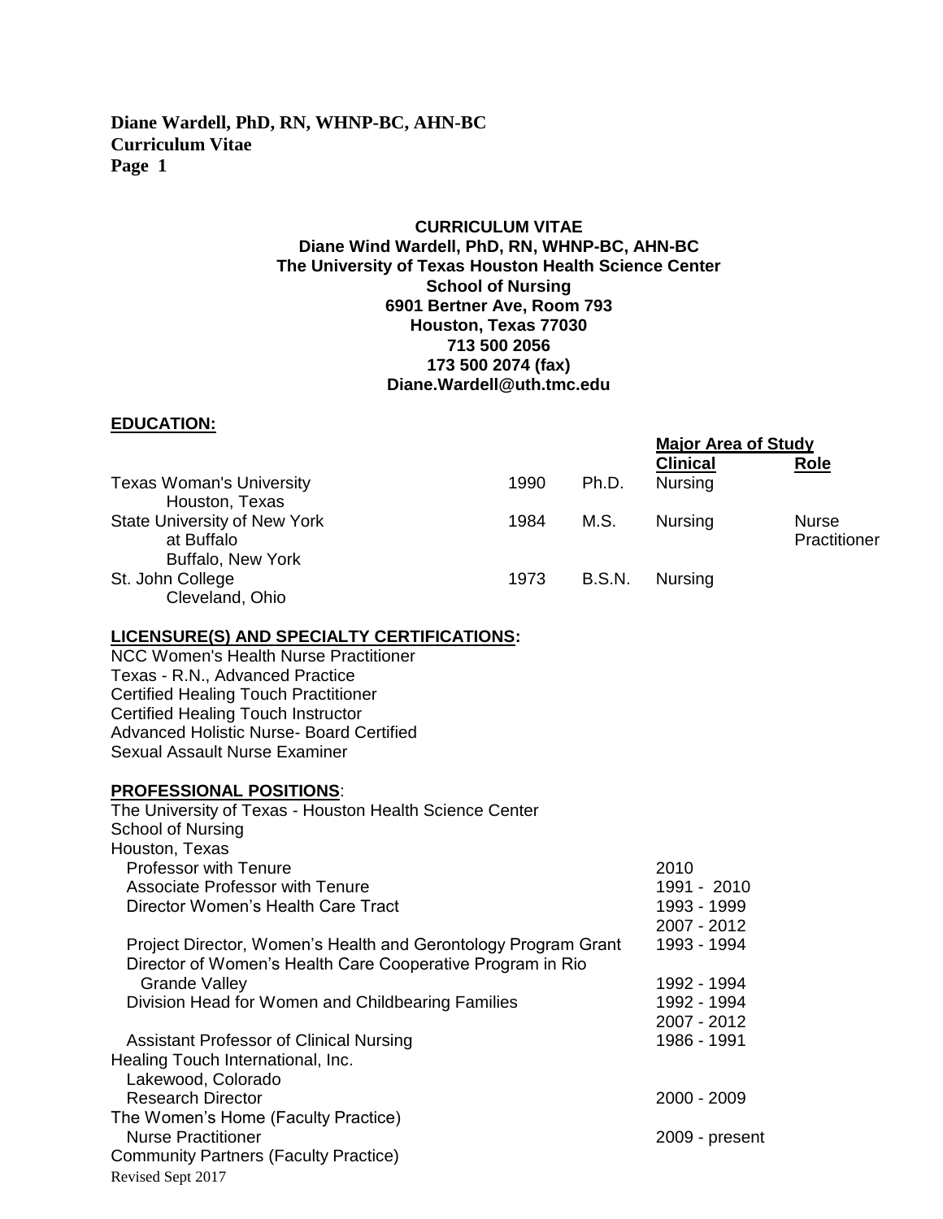**CURRICULUM VITAE**
**Diane Wind Wardell, PhD, RN, WHNP-BC, AHN-BC**
**The University of Texas Houston Health Science Center**
**School of Nursing**
**6901 Bertner Ave, Room 793**
**Houston, Texas 77030**
**713 500 2056**
**173 500 2074 (fax)**
**Diane.Wardell@uth.tmc.edu**

## EDUCATION:

| | | | Major Area of Study | |
|---|---|---|---|---|
| | | | **Clinical** | **Role** |
| Texas Woman's University<br>Houston, Texas | 1990 | Ph.D. | Nursing | |
| State University of New York at Buffalo<br>Buffalo, New York | 1984 | M.S. | Nursing | Nurse Practitioner |
| St. John College<br>Cleveland, Ohio | 1973 | B.S.N. | Nursing | |

## LICENSURE(S) AND SPECIALTY CERTIFICATIONS:

NCC Women's Health Nurse Practitioner
Texas - R.N., Advanced Practice
Certified Healing Touch Practitioner
Certified Healing Touch Instructor
Advanced Holistic Nurse- Board Certified
Sexual Assault Nurse Examiner

## PROFESSIONAL POSITIONS:

| | |
|---|---|
| The University of Texas - Houston Health Science Center<br>School of Nursing<br>Houston, Texas | |
| Professor with Tenure | 2010 |
| Associate Professor with Tenure | 1991 - 2010 |
| Director Women's Health Care Tract | 1993 - 1999<br>2007 - 2012 |
| Project Director, Women's Health and Gerontology Program Grant | 1993 - 1994 |
| Director of Women's Health Care Cooperative Program in Rio Grande Valley | 1992 - 1994 |
| Division Head for Women and Childbearing Families | 1992 - 1994<br>2007 - 2012 |
| Assistant Professor of Clinical Nursing | 1986 - 1991 |
| Healing Touch International, Inc.<br>Lakewood, Colorado | |
| Research Director | 2000 - 2009 |
| The Women's Home (Faculty Practice) | |
| Nurse Practitioner | 2009 - present |
| Community Partners (Faculty Practice) | |

Revised Sept 2017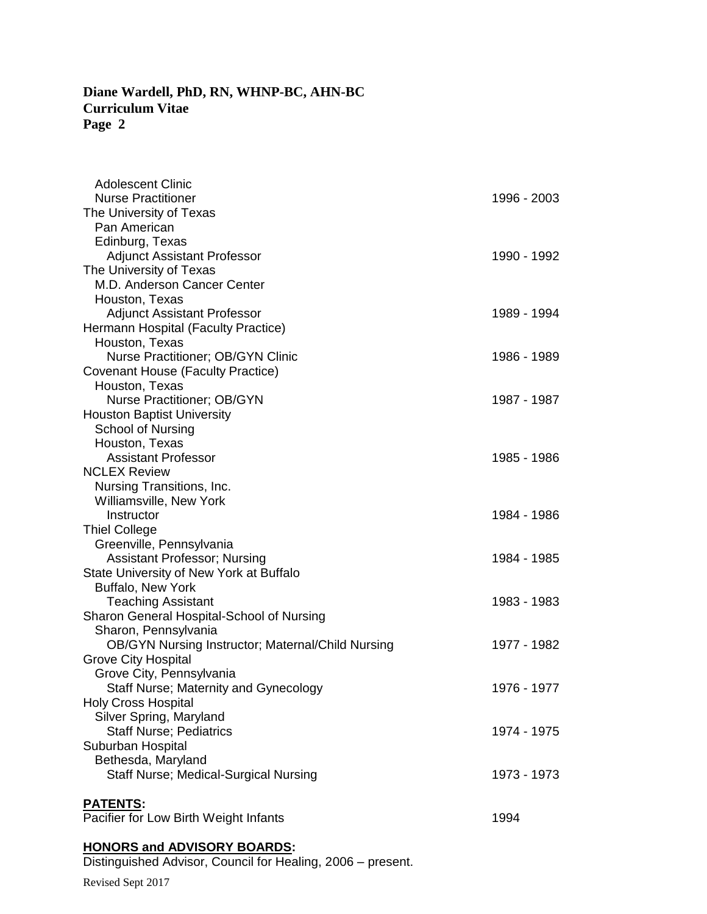Adolescent Clinic
Nurse Practitioner — 1996 - 2003

The University of Texas
Pan American
Edinburg, Texas
Adjunct Assistant Professor — 1990 - 1992

The University of Texas
M.D. Anderson Cancer Center
Houston, Texas
Adjunct Assistant Professor — 1989 - 1994

Hermann Hospital (Faculty Practice)
Houston, Texas
Nurse Practitioner; OB/GYN Clinic — 1986 - 1989

Covenant House (Faculty Practice)
Houston, Texas
Nurse Practitioner; OB/GYN — 1987 - 1987

Houston Baptist University
School of Nursing
Houston, Texas
Assistant Professor — 1985 - 1986

NCLEX Review
Nursing Transitions, Inc.
Williamsville, New York
Instructor — 1984 - 1986

Thiel College
Greenville, Pennsylvania
Assistant Professor; Nursing — 1984 - 1985

State University of New York at Buffalo
Buffalo, New York
Teaching Assistant — 1983 - 1983

Sharon General Hospital-School of Nursing
Sharon, Pennsylvania
OB/GYN Nursing Instructor; Maternal/Child Nursing — 1977 - 1982

Grove City Hospital
Grove City, Pennsylvania
Staff Nurse; Maternity and Gynecology — 1976 - 1977

Holy Cross Hospital
Silver Spring, Maryland
Staff Nurse; Pediatrics — 1974 - 1975

Suburban Hospital
Bethesda, Maryland
Staff Nurse; Medical-Surgical Nursing — 1973 - 1973

## PATENTS:

Pacifier for Low Birth Weight Infants — 1994

## HONORS and ADVISORY BOARDS:

Distinguished Advisor, Council for Healing, 2006 – present.

Revised Sept 2017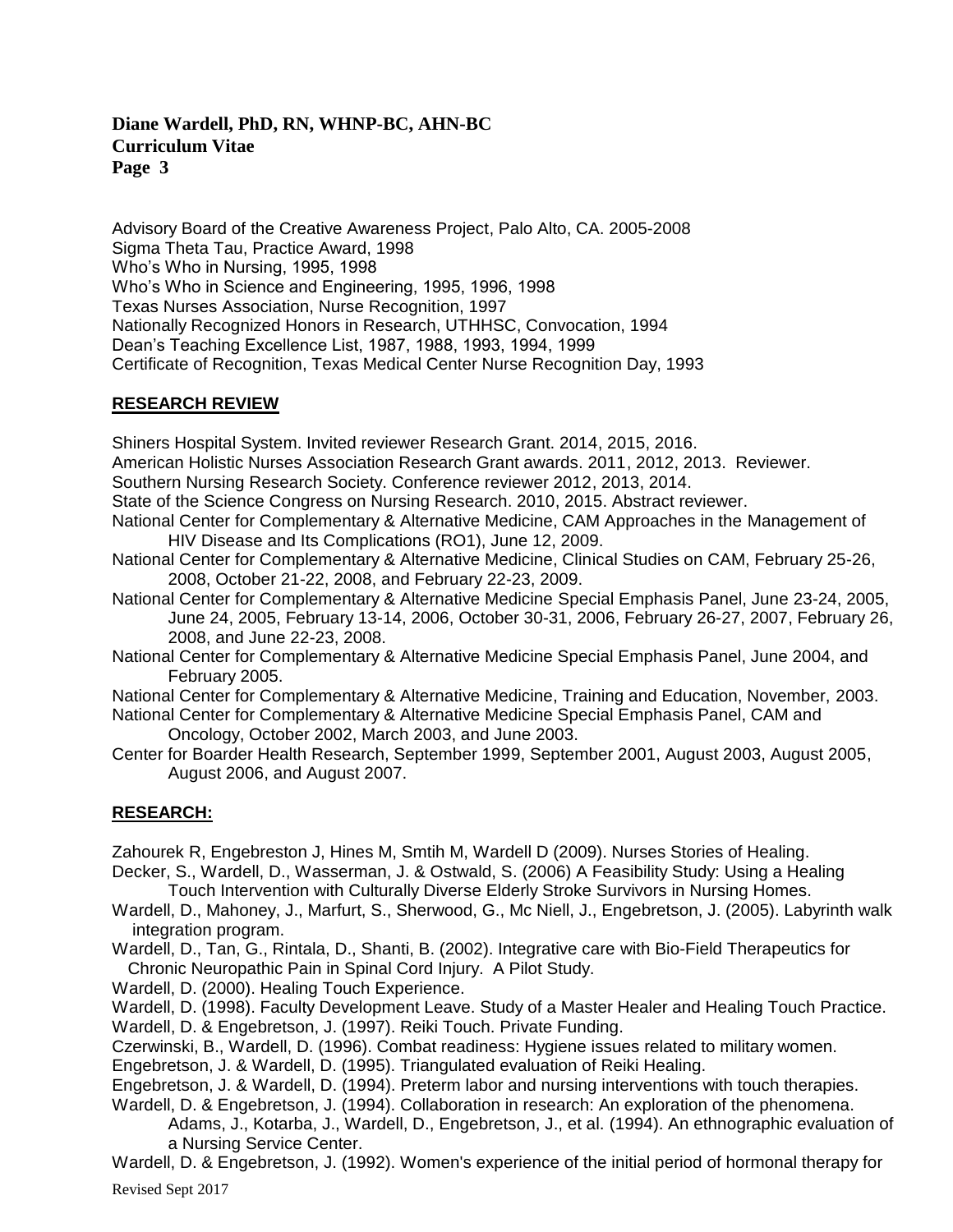Advisory Board of the Creative Awareness Project, Palo Alto, CA. 2005-2008
Sigma Theta Tau, Practice Award, 1998
Who's Who in Nursing, 1995, 1998
Who's Who in Science and Engineering, 1995, 1996, 1998
Texas Nurses Association, Nurse Recognition, 1997
Nationally Recognized Honors in Research, UTHHSC, Convocation, 1994
Dean's Teaching Excellence List, 1987, 1988, 1993, 1994, 1999
Certificate of Recognition, Texas Medical Center Nurse Recognition Day, 1993

## RESEARCH REVIEW

Shiners Hospital System. Invited reviewer Research Grant. 2014, 2015, 2016.
American Holistic Nurses Association Research Grant awards. 2011, 2012, 2013. Reviewer.
Southern Nursing Research Society. Conference reviewer 2012, 2013, 2014.
State of the Science Congress on Nursing Research. 2010, 2015. Abstract reviewer.
National Center for Complementary & Alternative Medicine, CAM Approaches in the Management of HIV Disease and Its Complications (RO1), June 12, 2009.
National Center for Complementary & Alternative Medicine, Clinical Studies on CAM, February 25-26, 2008, October 21-22, 2008, and February 22-23, 2009.
National Center for Complementary & Alternative Medicine Special Emphasis Panel, June 23-24, 2005, June 24, 2005, February 13-14, 2006, October 30-31, 2006, February 26-27, 2007, February 26, 2008, and June 22-23, 2008.
National Center for Complementary & Alternative Medicine Special Emphasis Panel, June 2004, and February 2005.
National Center for Complementary & Alternative Medicine, Training and Education, November, 2003.
National Center for Complementary & Alternative Medicine Special Emphasis Panel, CAM and Oncology, October 2002, March 2003, and June 2003.
Center for Boarder Health Research, September 1999, September 2001, August 2003, August 2005, August 2006, and August 2007.

## RESEARCH:

Zahourek R, Engebreston J, Hines M, Smtih M, Wardell D (2009). Nurses Stories of Healing.
Decker, S., Wardell, D., Wasserman, J. & Ostwald, S. (2006) A Feasibility Study: Using a Healing Touch Intervention with Culturally Diverse Elderly Stroke Survivors in Nursing Homes.
Wardell, D., Mahoney, J., Marfurt, S., Sherwood, G., Mc Niell, J., Engebretson, J. (2005). Labyrinth walk integration program.
Wardell, D., Tan, G., Rintala, D., Shanti, B. (2002). Integrative care with Bio-Field Therapeutics for Chronic Neuropathic Pain in Spinal Cord Injury. A Pilot Study.
Wardell, D. (2000). Healing Touch Experience.
Wardell, D. (1998). Faculty Development Leave. Study of a Master Healer and Healing Touch Practice.
Wardell, D. & Engebretson, J. (1997). Reiki Touch. Private Funding.
Czerwinski, B., Wardell, D. (1996). Combat readiness: Hygiene issues related to military women.
Engebretson, J. & Wardell, D. (1995). Triangulated evaluation of Reiki Healing.
Engebretson, J. & Wardell, D. (1994). Preterm labor and nursing interventions with touch therapies.
Wardell, D. & Engebretson, J. (1994). Collaboration in research: An exploration of the phenomena.
Adams, J., Kotarba, J., Wardell, D., Engebretson, J., et al. (1994). An ethnographic evaluation of a Nursing Service Center.
Wardell, D. & Engebretson, J. (1992). Women's experience of the initial period of hormonal therapy for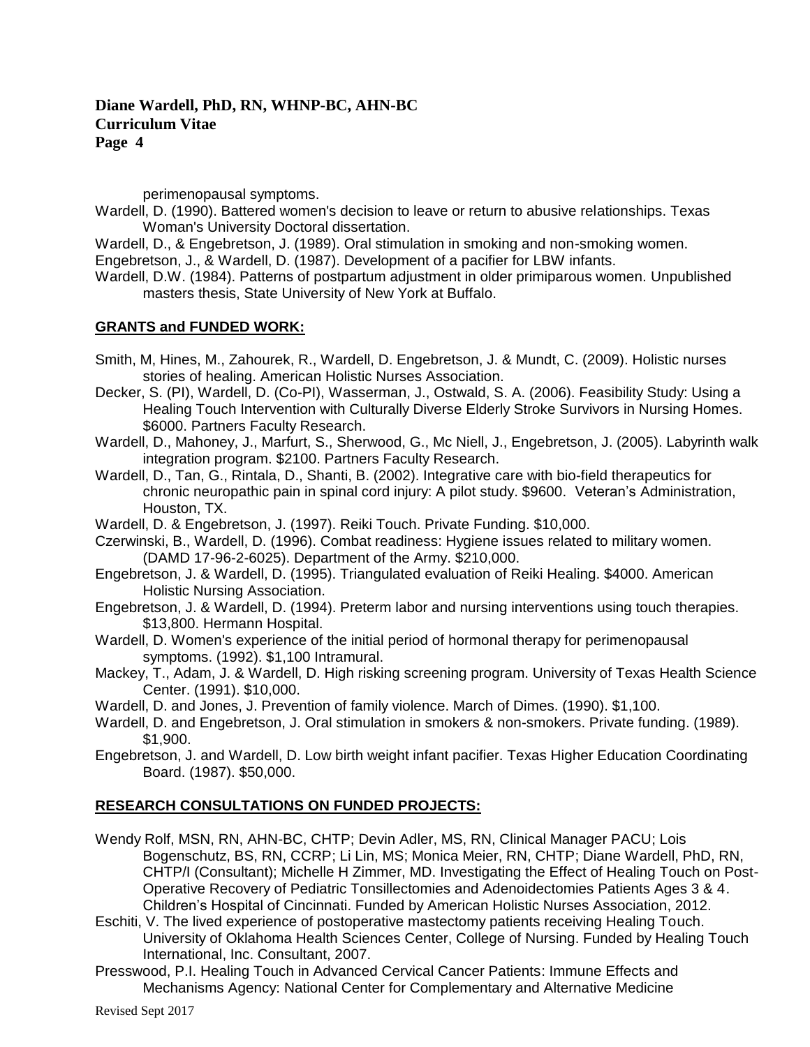perimenopausal symptoms.

Wardell, D. (1990). Battered women's decision to leave or return to abusive relationships. Texas Woman's University Doctoral dissertation.

Wardell, D., & Engebretson, J. (1989). Oral stimulation in smoking and non-smoking women.

Engebretson, J., & Wardell, D. (1987). Development of a pacifier for LBW infants.

Wardell, D.W. (1984). Patterns of postpartum adjustment in older primiparous women. Unpublished masters thesis, State University of New York at Buffalo.

## GRANTS and FUNDED WORK:

Smith, M, Hines, M., Zahourek, R., Wardell, D. Engebretson, J. & Mundt, C. (2009). Holistic nurses stories of healing. American Holistic Nurses Association.

Decker, S. (PI), Wardell, D. (Co-PI), Wasserman, J., Ostwald, S. A. (2006). Feasibility Study: Using a Healing Touch Intervention with Culturally Diverse Elderly Stroke Survivors in Nursing Homes. $6000. Partners Faculty Research.

Wardell, D., Mahoney, J., Marfurt, S., Sherwood, G., Mc Niell, J., Engebretson, J. (2005). Labyrinth walk integration program. $2100. Partners Faculty Research.

Wardell, D., Tan, G., Rintala, D., Shanti, B. (2002). Integrative care with bio-field therapeutics for chronic neuropathic pain in spinal cord injury: A pilot study. $9600. Veteran's Administration, Houston, TX.

Wardell, D. & Engebretson, J. (1997). Reiki Touch. Private Funding. $10,000.

Czerwinski, B., Wardell, D. (1996). Combat readiness: Hygiene issues related to military women. (DAMD 17-96-2-6025). Department of the Army. $210,000.

Engebretson, J. & Wardell, D. (1995). Triangulated evaluation of Reiki Healing. $4000. American Holistic Nursing Association.

Engebretson, J. & Wardell, D. (1994). Preterm labor and nursing interventions using touch therapies. $13,800. Hermann Hospital.

Wardell, D. Women's experience of the initial period of hormonal therapy for perimenopausal symptoms. (1992). $1,100 Intramural.

Mackey, T., Adam, J. & Wardell, D. High risking screening program. University of Texas Health Science Center. (1991). $10,000.

Wardell, D. and Jones, J. Prevention of family violence. March of Dimes. (1990). $1,100.

Wardell, D. and Engebretson, J. Oral stimulation in smokers & non-smokers. Private funding. (1989). $1,900.

Engebretson, J. and Wardell, D. Low birth weight infant pacifier. Texas Higher Education Coordinating Board. (1987). $50,000.

## RESEARCH CONSULTATIONS ON FUNDED PROJECTS:

Wendy Rolf, MSN, RN, AHN-BC, CHTP; Devin Adler, MS, RN, Clinical Manager PACU; Lois Bogenschutz, BS, RN, CCRP; Li Lin, MS; Monica Meier, RN, CHTP; Diane Wardell, PhD, RN, CHTP/I (Consultant); Michelle H Zimmer, MD. Investigating the Effect of Healing Touch on Post-Operative Recovery of Pediatric Tonsillectomies and Adenoidectomies Patients Ages 3 & 4. Children's Hospital of Cincinnati. Funded by American Holistic Nurses Association, 2012.

Eschiti, V. The lived experience of postoperative mastectomy patients receiving Healing Touch. University of Oklahoma Health Sciences Center, College of Nursing. Funded by Healing Touch International, Inc. Consultant, 2007.

Presswood, P.I. Healing Touch in Advanced Cervical Cancer Patients: Immune Effects and Mechanisms Agency: National Center for Complementary and Alternative Medicine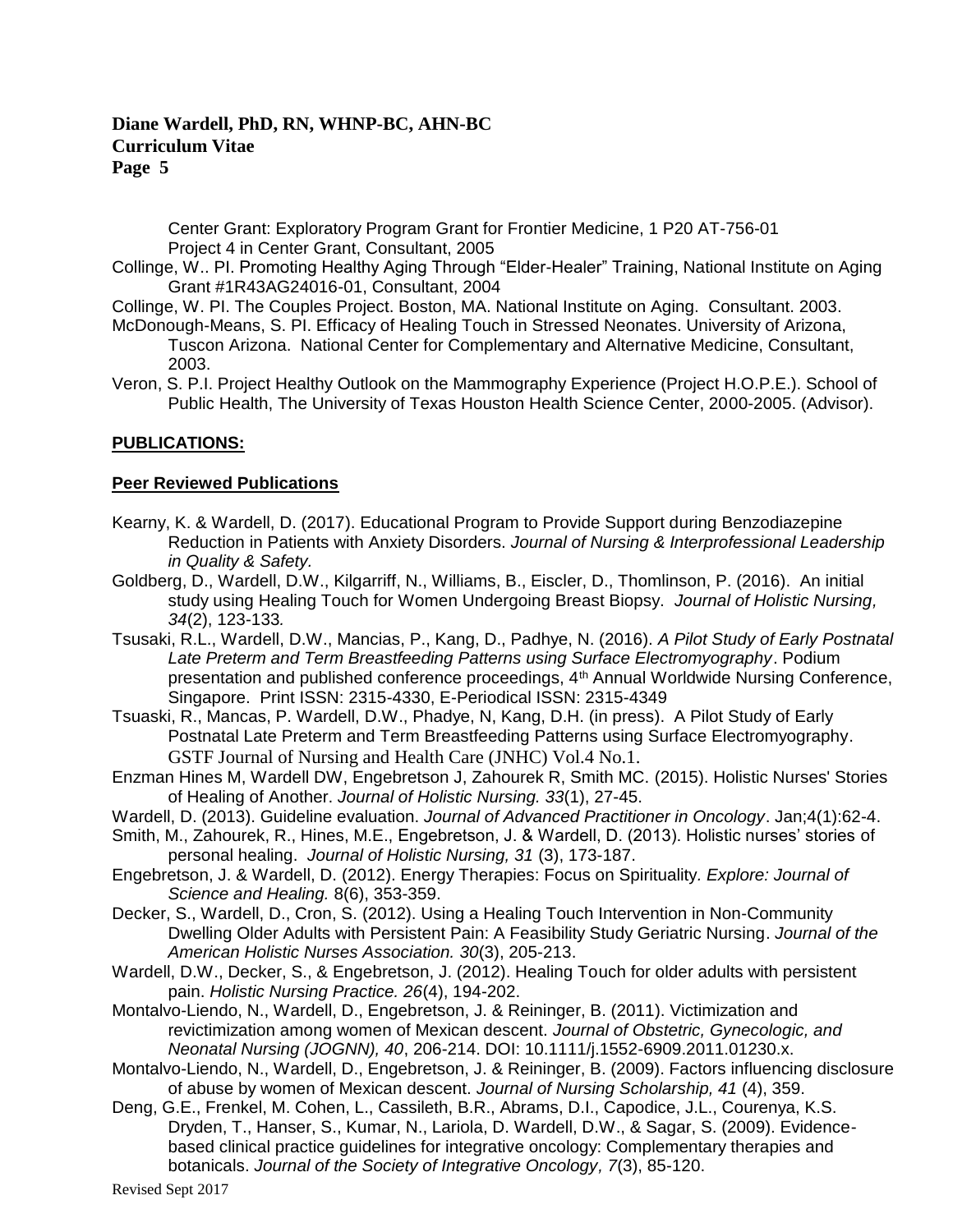Center Grant: Exploratory Program Grant for Frontier Medicine, 1 P20 AT-756-01 Project 4 in Center Grant, Consultant, 2005

Collinge, W.. PI. Promoting Healthy Aging Through "Elder-Healer" Training, National Institute on Aging Grant #1R43AG24016-01, Consultant, 2004

Collinge, W. PI. The Couples Project. Boston, MA. National Institute on Aging. Consultant. 2003.

McDonough-Means, S. PI. Efficacy of Healing Touch in Stressed Neonates. University of Arizona, Tuscon Arizona. National Center for Complementary and Alternative Medicine, Consultant, 2003.

Veron, S. P.I. Project Healthy Outlook on the Mammography Experience (Project H.O.P.E.). School of Public Health, The University of Texas Houston Health Science Center, 2000-2005. (Advisor).

## PUBLICATIONS:

### Peer Reviewed Publications

Kearny, K. & Wardell, D. (2017). Educational Program to Provide Support during Benzodiazepine Reduction in Patients with Anxiety Disorders. *Journal of Nursing & Interprofessional Leadership in Quality & Safety.*

Goldberg, D., Wardell, D.W., Kilgarriff, N., Williams, B., Eiscler, D., Thomlinson, P. (2016). An initial study using Healing Touch for Women Undergoing Breast Biopsy. *Journal of Holistic Nursing, 34*(2), 123-133*.*

Tsusaki, R.L., Wardell, D.W., Mancias, P., Kang, D., Padhye, N. (2016). *A Pilot Study of Early Postnatal Late Preterm and Term Breastfeeding Patterns using Surface Electromyography*. Podium presentation and published conference proceedings, 4th Annual Worldwide Nursing Conference, Singapore. Print ISSN: 2315-4330, E-Periodical ISSN: 2315-4349

Tsuaski, R., Mancas, P. Wardell, D.W., Phadye, N, Kang, D.H. (in press). A Pilot Study of Early Postnatal Late Preterm and Term Breastfeeding Patterns using Surface Electromyography. GSTF Journal of Nursing and Health Care (JNHC) Vol.4 No.1.

Enzman Hines M, Wardell DW, Engebretson J, Zahourek R, Smith MC. (2015). Holistic Nurses' Stories of Healing of Another. *Journal of Holistic Nursing. 33*(1), 27-45.

Wardell, D. (2013). Guideline evaluation. *Journal of Advanced Practitioner in Oncology*. Jan;4(1):62-4.

Smith, M., Zahourek, R., Hines, M.E., Engebretson, J. & Wardell, D. (2013). Holistic nurses' stories of personal healing. *Journal of Holistic Nursing, 31* (3), 173-187.

Engebretson, J. & Wardell, D. (2012). Energy Therapies: Focus on Spirituality*. Explore: Journal of Science and Healing.* 8(6), 353-359.

Decker, S., Wardell, D., Cron, S. (2012). Using a Healing Touch Intervention in Non-Community Dwelling Older Adults with Persistent Pain: A Feasibility Study Geriatric Nursing. *Journal of the American Holistic Nurses Association. 30*(3), 205-213.

Wardell, D.W., Decker, S., & Engebretson, J. (2012). Healing Touch for older adults with persistent pain. *Holistic Nursing Practice. 26*(4), 194-202.

Montalvo-Liendo, N., Wardell, D., Engebretson, J. & Reininger, B. (2011). Victimization and revictimization among women of Mexican descent. *Journal of Obstetric, Gynecologic, and Neonatal Nursing (JOGNN), 40*, 206-214. DOI: 10.1111/j.1552-6909.2011.01230.x.

Montalvo-Liendo, N., Wardell, D., Engebretson, J. & Reininger, B. (2009). Factors influencing disclosure of abuse by women of Mexican descent. *Journal of Nursing Scholarship, 41* (4), 359.

Deng, G.E., Frenkel, M. Cohen, L., Cassileth, B.R., Abrams, D.I., Capodice, J.L., Courenya, K.S. Dryden, T., Hanser, S., Kumar, N., Lariola, D. Wardell, D.W., & Sagar, S. (2009). Evidence-based clinical practice guidelines for integrative oncology: Complementary therapies and botanicals. *Journal of the Society of Integrative Oncology, 7*(3), 85-120.

Revised Sept 2017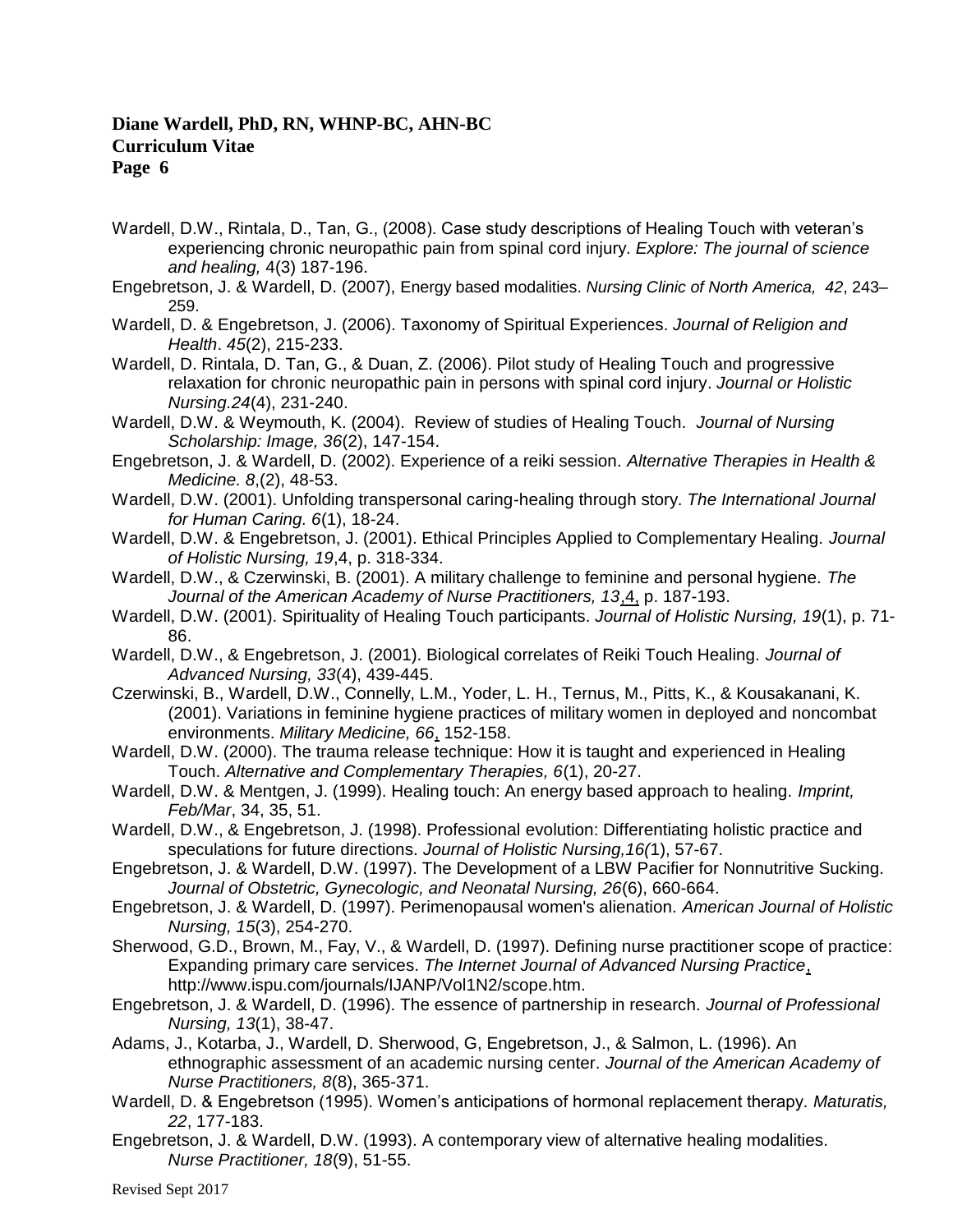Wardell, D.W., Rintala, D., Tan, G., (2008). Case study descriptions of Healing Touch with veteran's experiencing chronic neuropathic pain from spinal cord injury. *Explore: The journal of science and healing,* 4(3) 187-196.

Engebretson, J. & Wardell, D. (2007), Energy based modalities. *Nursing Clinic of North America, 42*, 243–259.

Wardell, D. & Engebretson, J. (2006). Taxonomy of Spiritual Experiences. *Journal of Religion and Health*. *45*(2), 215-233.

Wardell, D. Rintala, D. Tan, G., & Duan, Z. (2006). Pilot study of Healing Touch and progressive relaxation for chronic neuropathic pain in persons with spinal cord injury. *Journal or Holistic Nursing.24*(4), 231-240.

Wardell, D.W. & Weymouth, K. (2004). Review of studies of Healing Touch. *Journal of Nursing Scholarship: Image, 36*(2), 147-154.

Engebretson, J. & Wardell, D. (2002). Experience of a reiki session. *Alternative Therapies in Health & Medicine. 8*,(2), 48-53.

Wardell, D.W. (2001). Unfolding transpersonal caring-healing through story. *The International Journal for Human Caring. 6*(1), 18-24.

Wardell, D.W. & Engebretson, J. (2001). Ethical Principles Applied to Complementary Healing. *Journal of Holistic Nursing, 19*,4, p. 318-334.

Wardell, D.W., & Czerwinski, B. (2001). A military challenge to feminine and personal hygiene. *The Journal of the American Academy of Nurse Practitioners, 13*,4, p. 187-193.

Wardell, D.W. (2001). Spirituality of Healing Touch participants. *Journal of Holistic Nursing, 19*(1), p. 71-86.

Wardell, D.W., & Engebretson, J. (2001). Biological correlates of Reiki Touch Healing. *Journal of Advanced Nursing, 33*(4), 439-445.

Czerwinski, B., Wardell, D.W., Connelly, L.M., Yoder, L. H., Ternus, M., Pitts, K., & Kousakanani, K. (2001). Variations in feminine hygiene practices of military women in deployed and noncombat environments. *Military Medicine, 66*, 152-158.

Wardell, D.W. (2000). The trauma release technique: How it is taught and experienced in Healing Touch. *Alternative and Complementary Therapies, 6*(1), 20-27.

Wardell, D.W. & Mentgen, J. (1999). Healing touch: An energy based approach to healing. *Imprint, Feb/Mar*, 34, 35, 51.

Wardell, D.W., & Engebretson, J. (1998). Professional evolution: Differentiating holistic practice and speculations for future directions. *Journal of Holistic Nursing,16(*1), 57-67.

Engebretson, J. & Wardell, D.W. (1997). The Development of a LBW Pacifier for Nonnutritive Sucking. *Journal of Obstetric, Gynecologic, and Neonatal Nursing, 26*(6), 660-664.

Engebretson, J. & Wardell, D. (1997). Perimenopausal women's alienation. *American Journal of Holistic Nursing, 15*(3), 254-270.

Sherwood, G.D., Brown, M., Fay, V., & Wardell, D. (1997). Defining nurse practitioner scope of practice: Expanding primary care services. *The Internet Journal of Advanced Nursing Practice*, http://www.ispu.com/journals/IJANP/Vol1N2/scope.htm.

Engebretson, J. & Wardell, D. (1996). The essence of partnership in research. *Journal of Professional Nursing, 13*(1), 38-47.

Adams, J., Kotarba, J., Wardell, D. Sherwood, G, Engebretson, J., & Salmon, L. (1996). An ethnographic assessment of an academic nursing center. *Journal of the American Academy of Nurse Practitioners, 8*(8), 365-371.

Wardell, D. & Engebretson (1995). Women's anticipations of hormonal replacement therapy. *Maturatis, 22*, 177-183.

Engebretson, J. & Wardell, D.W. (1993). A contemporary view of alternative healing modalities. *Nurse Practitioner, 18*(9), 51-55.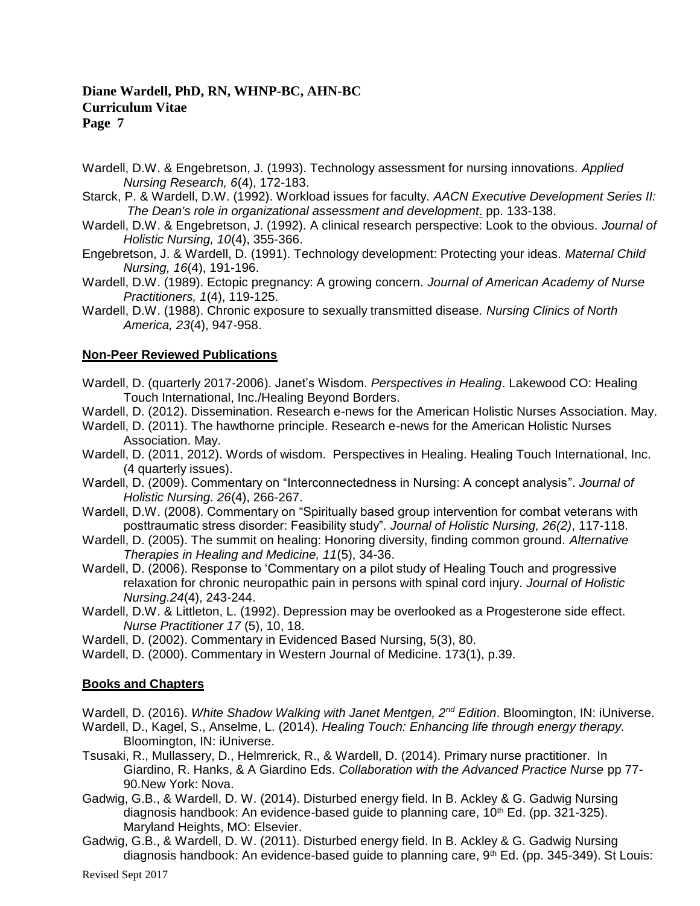Wardell, D.W. & Engebretson, J. (1993). Technology assessment for nursing innovations. *Applied Nursing Research, 6*(4), 172-183.

Starck, P. & Wardell, D.W. (1992). Workload issues for faculty. *AACN Executive Development Series II: The Dean's role in organizational assessment and development*. pp. 133-138.

Wardell, D.W. & Engebretson, J. (1992). A clinical research perspective: Look to the obvious. *Journal of Holistic Nursing, 10*(4), 355-366.

Engebretson, J. & Wardell, D. (1991). Technology development: Protecting your ideas. *Maternal Child Nursing, 16*(4), 191-196.

Wardell, D.W. (1989). Ectopic pregnancy: A growing concern. *Journal of American Academy of Nurse Practitioners, 1*(4), 119-125.

Wardell, D.W. (1988). Chronic exposure to sexually transmitted disease. *Nursing Clinics of North America, 23*(4), 947-958.

## Non-Peer Reviewed Publications

Wardell, D. (quarterly 2017-2006). Janet's Wisdom. *Perspectives in Healing*. Lakewood CO: Healing Touch International, Inc./Healing Beyond Borders.

Wardell, D. (2012). Dissemination. Research e-news for the American Holistic Nurses Association. May.

Wardell, D. (2011). The hawthorne principle. Research e-news for the American Holistic Nurses Association. May.

Wardell, D. (2011, 2012). Words of wisdom. Perspectives in Healing. Healing Touch International, Inc. (4 quarterly issues).

Wardell, D. (2009). Commentary on "Interconnectedness in Nursing: A concept analysis". *Journal of Holistic Nursing. 26*(4), 266-267.

Wardell, D.W. (2008). Commentary on "Spiritually based group intervention for combat veterans with posttraumatic stress disorder: Feasibility study". *Journal of Holistic Nursing, 26(2)*, 117-118.

Wardell, D. (2005). The summit on healing: Honoring diversity, finding common ground. *Alternative Therapies in Healing and Medicine, 11*(5), 34-36.

Wardell, D. (2006). Response to 'Commentary on a pilot study of Healing Touch and progressive relaxation for chronic neuropathic pain in persons with spinal cord injury. *Journal of Holistic Nursing.24*(4), 243-244.

Wardell, D.W. & Littleton, L. (1992). Depression may be overlooked as a Progesterone side effect. *Nurse Practitioner 17* (5), 10, 18.

Wardell, D. (2002). Commentary in Evidenced Based Nursing, 5(3), 80.

Wardell, D. (2000). Commentary in Western Journal of Medicine. 173(1), p.39.

## Books and Chapters

Wardell, D. (2016). *White Shadow Walking with Janet Mentgen, 2nd Edition*. Bloomington, IN: iUniverse.

Wardell, D., Kagel, S., Anselme, L. (2014). *Healing Touch: Enhancing life through energy therapy.* Bloomington, IN: iUniverse.

Tsusaki, R., Mullassery, D., Helmrerick, R., & Wardell, D. (2014). Primary nurse practitioner. In Giardino, R. Hanks, & A Giardino Eds. *Collaboration with the Advanced Practice Nurse* pp 77-90.New York: Nova.

Gadwig, G.B., & Wardell, D. W. (2014). Disturbed energy field. In B. Ackley & G. Gadwig Nursing diagnosis handbook: An evidence-based guide to planning care, 10th Ed. (pp. 321-325). Maryland Heights, MO: Elsevier.

Gadwig, G.B., & Wardell, D. W. (2011). Disturbed energy field. In B. Ackley & G. Gadwig Nursing diagnosis handbook: An evidence-based guide to planning care, 9th Ed. (pp. 345-349). St Louis: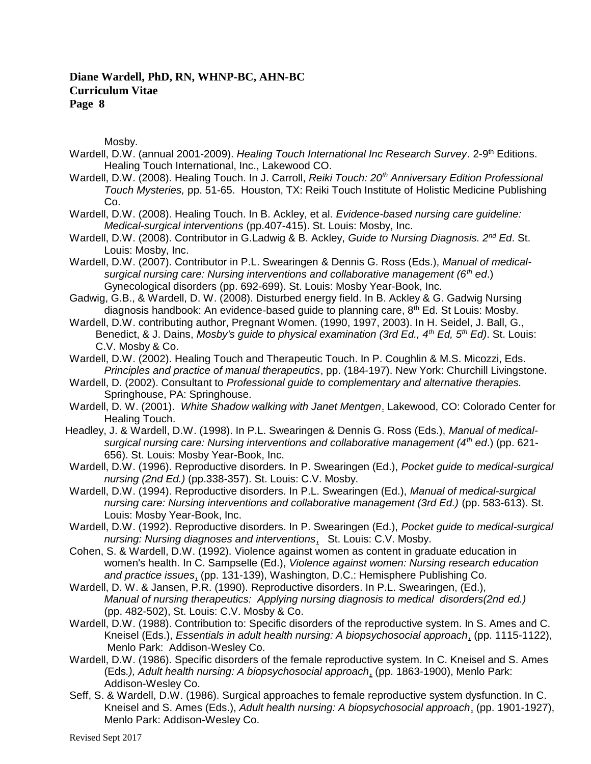Mosby.

Wardell, D.W. (annual 2001-2009). *Healing Touch International Inc Research Survey*. 2-9th Editions. Healing Touch International, Inc., Lakewood CO.

Wardell, D.W. (2008). Healing Touch. In J. Carroll, *Reiki Touch: 20th Anniversary Edition Professional Touch Mysteries,* pp. 51-65. Houston, TX: Reiki Touch Institute of Holistic Medicine Publishing Co.

Wardell, D.W. (2008). Healing Touch. In B. Ackley, et al. *Evidence-based nursing care guideline: Medical-surgical interventions* (pp.407-415). St. Louis: Mosby, Inc.

Wardell, D.W. (2008). Contributor in G.Ladwig & B. Ackley, *Guide to Nursing Diagnosis. 2nd Ed*. St. Louis: Mosby, Inc.

Wardell, D.W. (2007). Contributor in P.L. Swearingen & Dennis G. Ross (Eds.), *Manual of medical-surgical nursing care: Nursing interventions and collaborative management (6th ed*.) Gynecological disorders (pp. 692-699). St. Louis: Mosby Year-Book, Inc.

Gadwig, G.B., & Wardell, D. W. (2008). Disturbed energy field. In B. Ackley & G. Gadwig Nursing diagnosis handbook: An evidence-based guide to planning care, 8th Ed. St Louis: Mosby.

Wardell, D.W. contributing author, Pregnant Women. (1990, 1997, 2003). In H. Seidel, J. Ball, G., Benedict, & J. Dains, *Mosby's guide to physical examination (3rd Ed., 4th Ed, 5th Ed)*. St. Louis: C.V. Mosby & Co.

Wardell, D.W. (2002). Healing Touch and Therapeutic Touch. In P. Coughlin & M.S. Micozzi, Eds. *Principles and practice of manual therapeutics*, pp. (184-197). New York: Churchill Livingstone.

Wardell, D. (2002). Consultant to *Professional guide to complementary and alternative therapies.* Springhouse, PA: Springhouse.

Wardell, D. W. (2001). *White Shadow walking with Janet Mentgen*. Lakewood, CO: Colorado Center for Healing Touch.

Headley, J. & Wardell, D.W. (1998). In P.L. Swearingen & Dennis G. Ross (Eds.), *Manual of medical-surgical nursing care: Nursing interventions and collaborative management (4th ed*.) (pp. 621-656). St. Louis: Mosby Year-Book, Inc.

Wardell, D.W. (1996). Reproductive disorders. In P. Swearingen (Ed.), *Pocket guide to medical-surgical nursing (2nd Ed.)* (pp.338-357). St. Louis: C.V. Mosby.

Wardell, D.W. (1994). Reproductive disorders. In P.L. Swearingen (Ed.), *Manual of medical-surgical nursing care: Nursing interventions and collaborative management (3rd Ed.)* (pp. 583-613). St. Louis: Mosby Year-Book, Inc.

Wardell, D.W. (1992). Reproductive disorders. In P. Swearingen (Ed.), *Pocket guide to medical-surgical nursing: Nursing diagnoses and interventions*, St. Louis: C.V. Mosby.

Cohen, S. & Wardell, D.W. (1992). Violence against women as content in graduate education in women's health. In C. Sampselle (Ed.), *Violence against women: Nursing research education and practice issues*, (pp. 131-139), Washington, D.C.: Hemisphere Publishing Co.

Wardell, D. W. & Jansen, P.R. (1990). Reproductive disorders. In P.L. Swearingen, (Ed.), *Manual of nursing therapeutics: Applying nursing diagnosis to medical disorders(2nd ed.)* (pp. 482-502), St. Louis: C.V. Mosby & Co.

Wardell, D.W. (1988). Contribution to: Specific disorders of the reproductive system. In S. Ames and C. Kneisel (Eds.), *Essentials in adult health nursing: A biopsychosocial approach*, (pp. 1115-1122), Menlo Park: Addison-Wesley Co.

Wardell, D.W. (1986). Specific disorders of the female reproductive system. In C. Kneisel and S. Ames (Eds*.), Adult health nursing: A biopsychosocial approach*, (pp. 1863-1900), Menlo Park: Addison-Wesley Co.

Seff, S. & Wardell, D.W. (1986). Surgical approaches to female reproductive system dysfunction. In C. Kneisel and S. Ames (Eds.), *Adult health nursing: A biopsychosocial approach*, (pp. 1901-1927), Menlo Park: Addison-Wesley Co.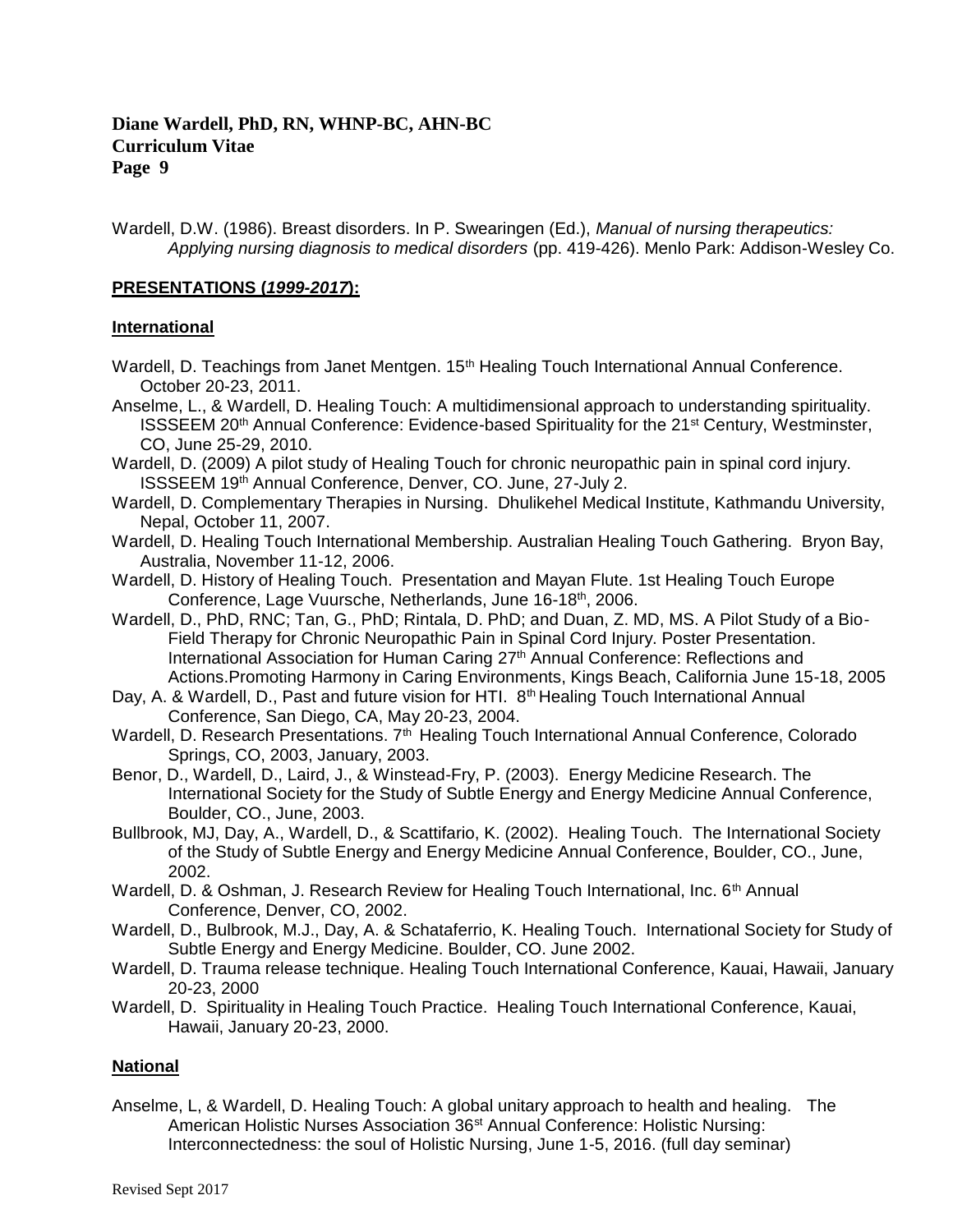Wardell, D.W. (1986). Breast disorders. In P. Swearingen (Ed.), *Manual of nursing therapeutics: Applying nursing diagnosis to medical disorders* (pp. 419-426). Menlo Park: Addison-Wesley Co.

## PRESENTATIONS (*1999-2017*):

### International

Wardell, D. Teachings from Janet Mentgen. 15th Healing Touch International Annual Conference. October 20-23, 2011.

Anselme, L., & Wardell, D. Healing Touch: A multidimensional approach to understanding spirituality. ISSSEEM 20th Annual Conference: Evidence-based Spirituality for the 21st Century, Westminster, CO, June 25-29, 2010.

Wardell, D. (2009) A pilot study of Healing Touch for chronic neuropathic pain in spinal cord injury. ISSSEEM 19th Annual Conference, Denver, CO. June, 27-July 2.

Wardell, D. Complementary Therapies in Nursing. Dhulikehel Medical Institute, Kathmandu University, Nepal, October 11, 2007.

Wardell, D. Healing Touch International Membership. Australian Healing Touch Gathering. Bryon Bay, Australia, November 11-12, 2006.

Wardell, D. History of Healing Touch. Presentation and Mayan Flute. 1st Healing Touch Europe Conference, Lage Vuursche, Netherlands, June 16-18th, 2006.

Wardell, D., PhD, RNC; Tan, G., PhD; Rintala, D. PhD; and Duan, Z. MD, MS. A Pilot Study of a Bio-Field Therapy for Chronic Neuropathic Pain in Spinal Cord Injury. Poster Presentation. International Association for Human Caring 27th Annual Conference: Reflections and Actions.Promoting Harmony in Caring Environments, Kings Beach, California June 15-18, 2005

Day, A. & Wardell, D., Past and future vision for HTI. 8th Healing Touch International Annual Conference, San Diego, CA, May 20-23, 2004.

Wardell, D. Research Presentations. 7th Healing Touch International Annual Conference, Colorado Springs, CO, 2003, January, 2003.

Benor, D., Wardell, D., Laird, J., & Winstead-Fry, P. (2003). Energy Medicine Research. The International Society for the Study of Subtle Energy and Energy Medicine Annual Conference, Boulder, CO., June, 2003.

Bullbrook, MJ, Day, A., Wardell, D., & Scattifario, K. (2002). Healing Touch. The International Society of the Study of Subtle Energy and Energy Medicine Annual Conference, Boulder, CO., June, 2002.

Wardell, D. & Oshman, J. Research Review for Healing Touch International, Inc. 6th Annual Conference, Denver, CO, 2002.

Wardell, D., Bulbrook, M.J., Day, A. & Schataferrio, K. Healing Touch. International Society for Study of Subtle Energy and Energy Medicine. Boulder, CO. June 2002.

Wardell, D. Trauma release technique. Healing Touch International Conference, Kauai, Hawaii, January 20-23, 2000

Wardell, D. Spirituality in Healing Touch Practice. Healing Touch International Conference, Kauai, Hawaii, January 20-23, 2000.

### National

Anselme, L, & Wardell, D. Healing Touch: A global unitary approach to health and healing. The American Holistic Nurses Association 36st Annual Conference: Holistic Nursing: Interconnectedness: the soul of Holistic Nursing, June 1-5, 2016. (full day seminar)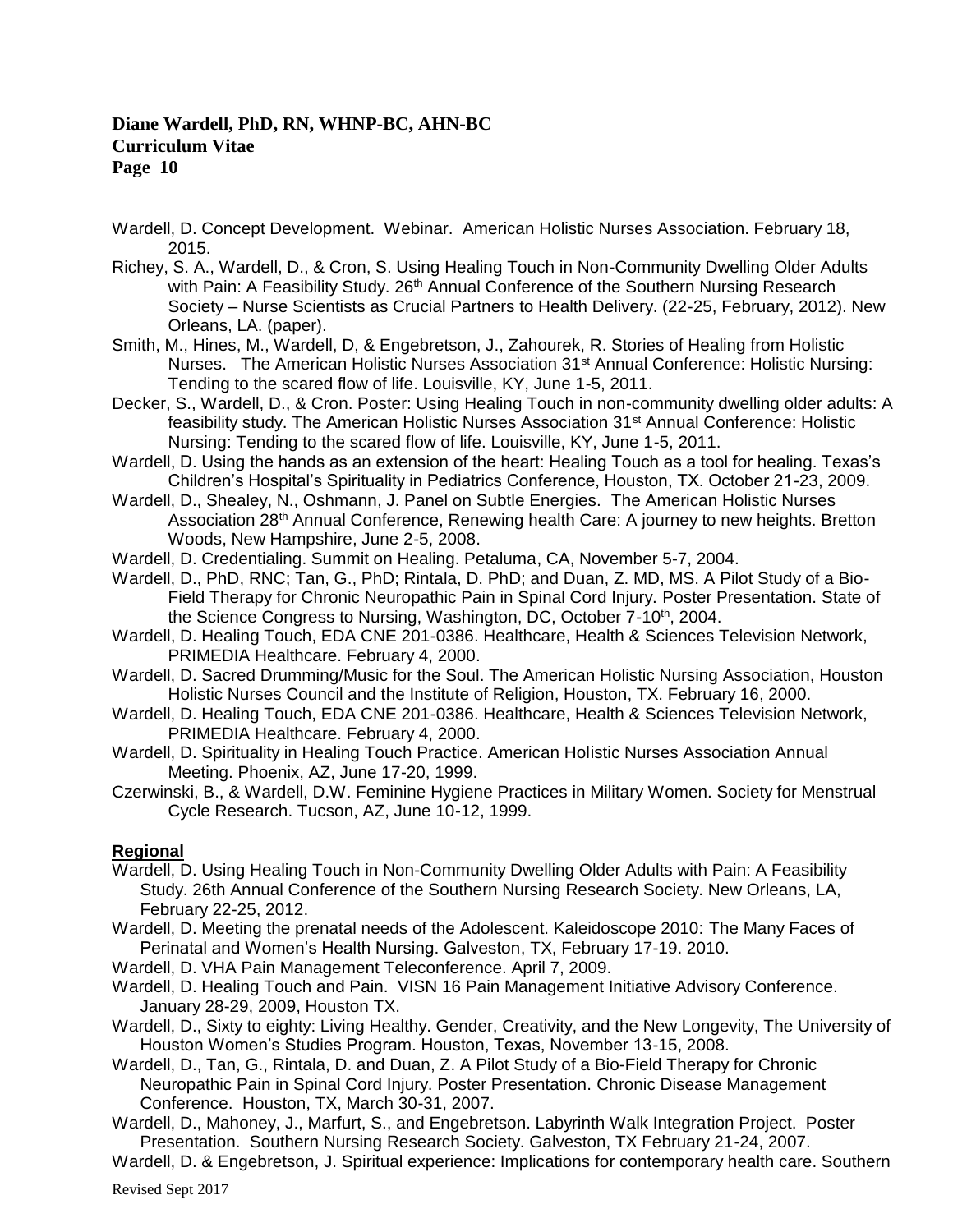Wardell, D. Concept Development. Webinar. American Holistic Nurses Association. February 18, 2015.

Richey, S. A., Wardell, D., & Cron, S. Using Healing Touch in Non-Community Dwelling Older Adults with Pain: A Feasibility Study. 26th Annual Conference of the Southern Nursing Research Society – Nurse Scientists as Crucial Partners to Health Delivery. (22-25, February, 2012). New Orleans, LA. (paper).

Smith, M., Hines, M., Wardell, D, & Engebretson, J., Zahourek, R. Stories of Healing from Holistic Nurses. The American Holistic Nurses Association 31st Annual Conference: Holistic Nursing: Tending to the scared flow of life. Louisville, KY, June 1-5, 2011.

Decker, S., Wardell, D., & Cron. Poster: Using Healing Touch in non-community dwelling older adults: A feasibility study. The American Holistic Nurses Association 31st Annual Conference: Holistic Nursing: Tending to the scared flow of life. Louisville, KY, June 1-5, 2011.

Wardell, D. Using the hands as an extension of the heart: Healing Touch as a tool for healing. Texas's Children's Hospital's Spirituality in Pediatrics Conference, Houston, TX. October 21-23, 2009.

Wardell, D., Shealey, N., Oshmann, J. Panel on Subtle Energies. The American Holistic Nurses Association 28th Annual Conference, Renewing health Care: A journey to new heights. Bretton Woods, New Hampshire, June 2-5, 2008.

Wardell, D. Credentialing. Summit on Healing. Petaluma, CA, November 5-7, 2004.

Wardell, D., PhD, RNC; Tan, G., PhD; Rintala, D. PhD; and Duan, Z. MD, MS. A Pilot Study of a Bio-Field Therapy for Chronic Neuropathic Pain in Spinal Cord Injury. Poster Presentation. State of the Science Congress to Nursing, Washington, DC, October 7-10th, 2004.

Wardell, D. Healing Touch, EDA CNE 201-0386. Healthcare, Health & Sciences Television Network, PRIMEDIA Healthcare. February 4, 2000.

Wardell, D. Sacred Drumming/Music for the Soul. The American Holistic Nursing Association, Houston Holistic Nurses Council and the Institute of Religion, Houston, TX. February 16, 2000.

Wardell, D. Healing Touch, EDA CNE 201-0386. Healthcare, Health & Sciences Television Network, PRIMEDIA Healthcare. February 4, 2000.

Wardell, D. Spirituality in Healing Touch Practice. American Holistic Nurses Association Annual Meeting. Phoenix, AZ, June 17-20, 1999.

Czerwinski, B., & Wardell, D.W. Feminine Hygiene Practices in Military Women. Society for Menstrual Cycle Research. Tucson, AZ, June 10-12, 1999.

**Regional**

Wardell, D. Using Healing Touch in Non-Community Dwelling Older Adults with Pain: A Feasibility Study. 26th Annual Conference of the Southern Nursing Research Society. New Orleans, LA, February 22-25, 2012.

Wardell, D. Meeting the prenatal needs of the Adolescent. Kaleidoscope 2010: The Many Faces of Perinatal and Women's Health Nursing. Galveston, TX, February 17-19. 2010.

Wardell, D. VHA Pain Management Teleconference. April 7, 2009.

Wardell, D. Healing Touch and Pain. VISN 16 Pain Management Initiative Advisory Conference. January 28-29, 2009, Houston TX.

Wardell, D., Sixty to eighty: Living Healthy. Gender, Creativity, and the New Longevity, The University of Houston Women's Studies Program. Houston, Texas, November 13-15, 2008.

Wardell, D., Tan, G., Rintala, D. and Duan, Z. A Pilot Study of a Bio-Field Therapy for Chronic Neuropathic Pain in Spinal Cord Injury. Poster Presentation. Chronic Disease Management Conference. Houston, TX, March 30-31, 2007.

Wardell, D., Mahoney, J., Marfurt, S., and Engebretson. Labyrinth Walk Integration Project. Poster Presentation. Southern Nursing Research Society. Galveston, TX February 21-24, 2007.

Wardell, D. & Engebretson, J. Spiritual experience: Implications for contemporary health care. Southern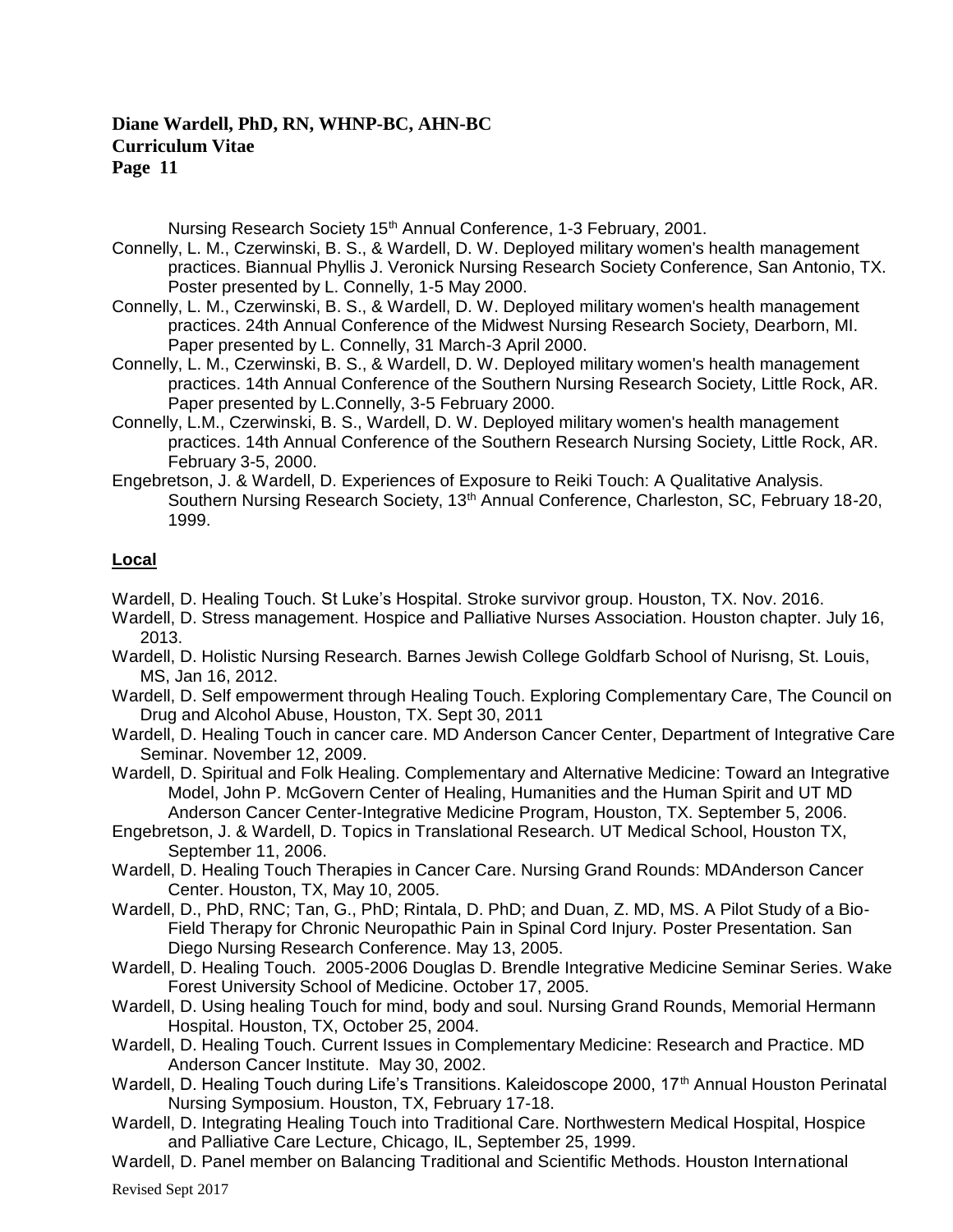Nursing Research Society 15th Annual Conference, 1-3 February, 2001.

Connelly, L. M., Czerwinski, B. S., & Wardell, D. W. Deployed military women's health management practices. Biannual Phyllis J. Veronick Nursing Research Society Conference, San Antonio, TX. Poster presented by L. Connelly, 1-5 May 2000.

Connelly, L. M., Czerwinski, B. S., & Wardell, D. W. Deployed military women's health management practices. 24th Annual Conference of the Midwest Nursing Research Society, Dearborn, MI. Paper presented by L. Connelly, 31 March-3 April 2000.

Connelly, L. M., Czerwinski, B. S., & Wardell, D. W. Deployed military women's health management practices. 14th Annual Conference of the Southern Nursing Research Society, Little Rock, AR. Paper presented by L.Connelly, 3-5 February 2000.

Connelly, L.M., Czerwinski, B. S., Wardell, D. W. Deployed military women's health management practices. 14th Annual Conference of the Southern Research Nursing Society, Little Rock, AR. February 3-5, 2000.

Engebretson, J. & Wardell, D. Experiences of Exposure to Reiki Touch: A Qualitative Analysis. Southern Nursing Research Society, 13th Annual Conference, Charleston, SC, February 18-20, 1999.

**Local**

Wardell, D. Healing Touch. St Luke's Hospital. Stroke survivor group. Houston, TX. Nov. 2016.

Wardell, D. Stress management. Hospice and Palliative Nurses Association. Houston chapter. July 16, 2013.

Wardell, D. Holistic Nursing Research. Barnes Jewish College Goldfarb School of Nurisng, St. Louis, MS, Jan 16, 2012.

Wardell, D. Self empowerment through Healing Touch. Exploring Complementary Care, The Council on Drug and Alcohol Abuse, Houston, TX. Sept 30, 2011

Wardell, D. Healing Touch in cancer care. MD Anderson Cancer Center, Department of Integrative Care Seminar. November 12, 2009.

Wardell, D. Spiritual and Folk Healing. Complementary and Alternative Medicine: Toward an Integrative Model, John P. McGovern Center of Healing, Humanities and the Human Spirit and UT MD Anderson Cancer Center-Integrative Medicine Program, Houston, TX. September 5, 2006.

Engebretson, J. & Wardell, D. Topics in Translational Research. UT Medical School, Houston TX, September 11, 2006.

Wardell, D. Healing Touch Therapies in Cancer Care. Nursing Grand Rounds: MDAnderson Cancer Center. Houston, TX, May 10, 2005.

Wardell, D., PhD, RNC; Tan, G., PhD; Rintala, D. PhD; and Duan, Z. MD, MS. A Pilot Study of a Bio-Field Therapy for Chronic Neuropathic Pain in Spinal Cord Injury. Poster Presentation. San Diego Nursing Research Conference. May 13, 2005.

Wardell, D. Healing Touch. 2005-2006 Douglas D. Brendle Integrative Medicine Seminar Series. Wake Forest University School of Medicine. October 17, 2005.

Wardell, D. Using healing Touch for mind, body and soul. Nursing Grand Rounds, Memorial Hermann Hospital. Houston, TX, October 25, 2004.

Wardell, D. Healing Touch. Current Issues in Complementary Medicine: Research and Practice. MD Anderson Cancer Institute. May 30, 2002.

Wardell, D. Healing Touch during Life's Transitions. Kaleidoscope 2000, 17th Annual Houston Perinatal Nursing Symposium. Houston, TX, February 17-18.

Wardell, D. Integrating Healing Touch into Traditional Care. Northwestern Medical Hospital, Hospice and Palliative Care Lecture, Chicago, IL, September 25, 1999.

Wardell, D. Panel member on Balancing Traditional and Scientific Methods. Houston International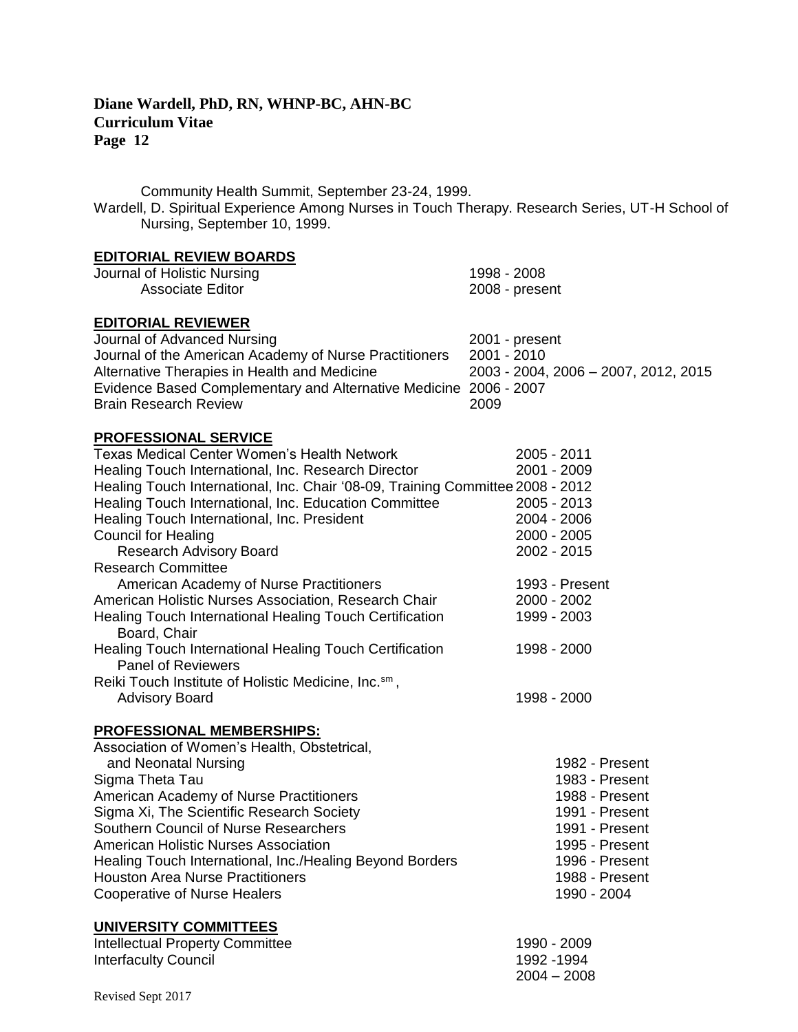Community Health Summit, September 23-24, 1999.

Wardell, D. Spiritual Experience Among Nurses in Touch Therapy. Research Series, UT-H School of Nursing, September 10, 1999.

## EDITORIAL REVIEW BOARDS

| | |
|---|---|
| Journal of Holistic Nursing | 1998 - 2008 |
| Associate Editor | 2008 - present |

## EDITORIAL REVIEWER

| | |
|---|---|
| Journal of Advanced Nursing | 2001 - present |
| Journal of the American Academy of Nurse Practitioners | 2001 - 2010 |
| Alternative Therapies in Health and Medicine | 2003 - 2004, 2006 – 2007, 2012, 2015 |
| Evidence Based Complementary and Alternative Medicine | 2006 - 2007 |
| Brain Research Review | 2009 |

## PROFESSIONAL SERVICE

| | |
|---|---|
| Texas Medical Center Women's Health Network | 2005 - 2011 |
| Healing Touch International, Inc. Research Director | 2001 - 2009 |
| Healing Touch International, Inc. Chair '08-09, Training Committee | 2008 - 2012 |
| Healing Touch International, Inc. Education Committee | 2005 - 2013 |
| Healing Touch International, Inc. President | 2004 - 2006 |
| Council for Healing | 2000 - 2005 |
| Research Advisory Board | 2002 - 2015 |
| Research Committee American Academy of Nurse Practitioners | 1993 - Present |
| American Holistic Nurses Association, Research Chair | 2000 - 2002 |
| Healing Touch International Healing Touch Certification Board, Chair | 1999 - 2003 |
| Healing Touch International Healing Touch Certification Panel of Reviewers | 1998 - 2000 |
| Reiki Touch Institute of Holistic Medicine, Inc.[sm], Advisory Board | 1998 - 2000 |

## PROFESSIONAL MEMBERSHIPS:

| | |
|---|---|
| Association of Women's Health, Obstetrical, and Neonatal Nursing | 1982 - Present |
| Sigma Theta Tau | 1983 - Present |
| American Academy of Nurse Practitioners | 1988 - Present |
| Sigma Xi, The Scientific Research Society | 1991 - Present |
| Southern Council of Nurse Researchers | 1991 - Present |
| American Holistic Nurses Association | 1995 - Present |
| Healing Touch International, Inc./Healing Beyond Borders | 1996 - Present |
| Houston Area Nurse Practitioners | 1988 - Present |
| Cooperative of Nurse Healers | 1990 - 2004 |

## UNIVERSITY COMMITTEES

| | |
|---|---|
| Intellectual Property Committee | 1990 - 2009 |
| Interfaculty Council | 1992 -1994<br>2004 – 2008 |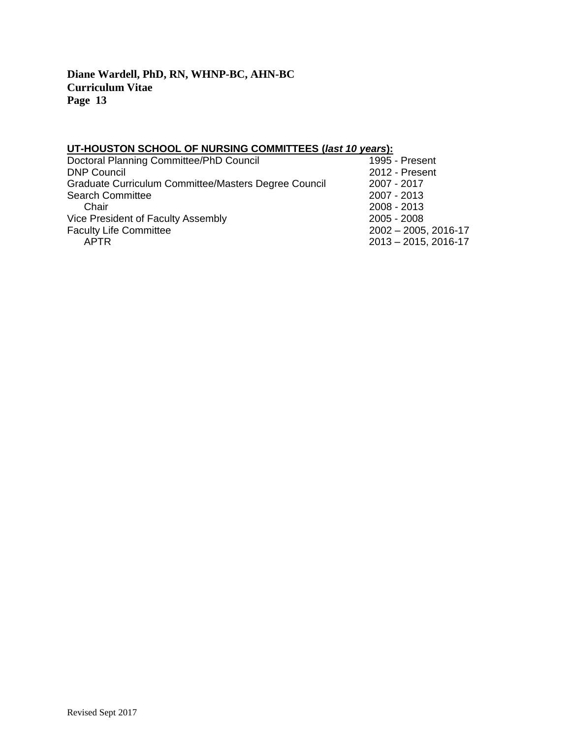**UT-HOUSTON SCHOOL OF NURSING COMMITTEES (*last 10 years*):**

| | |
|---|---|
| Doctoral Planning Committee/PhD Council | 1995 - Present |
| DNP Council | 2012 - Present |
| Graduate Curriculum Committee/Masters Degree Council | 2007 - 2017 |
| Search Committee | 2007 - 2013 |
| Chair | 2008 - 2013 |
| Vice President of Faculty Assembly | 2005 - 2008 |
| Faculty Life Committee | 2002 – 2005, 2016-17 |
| APTR | 2013 – 2015, 2016-17 |